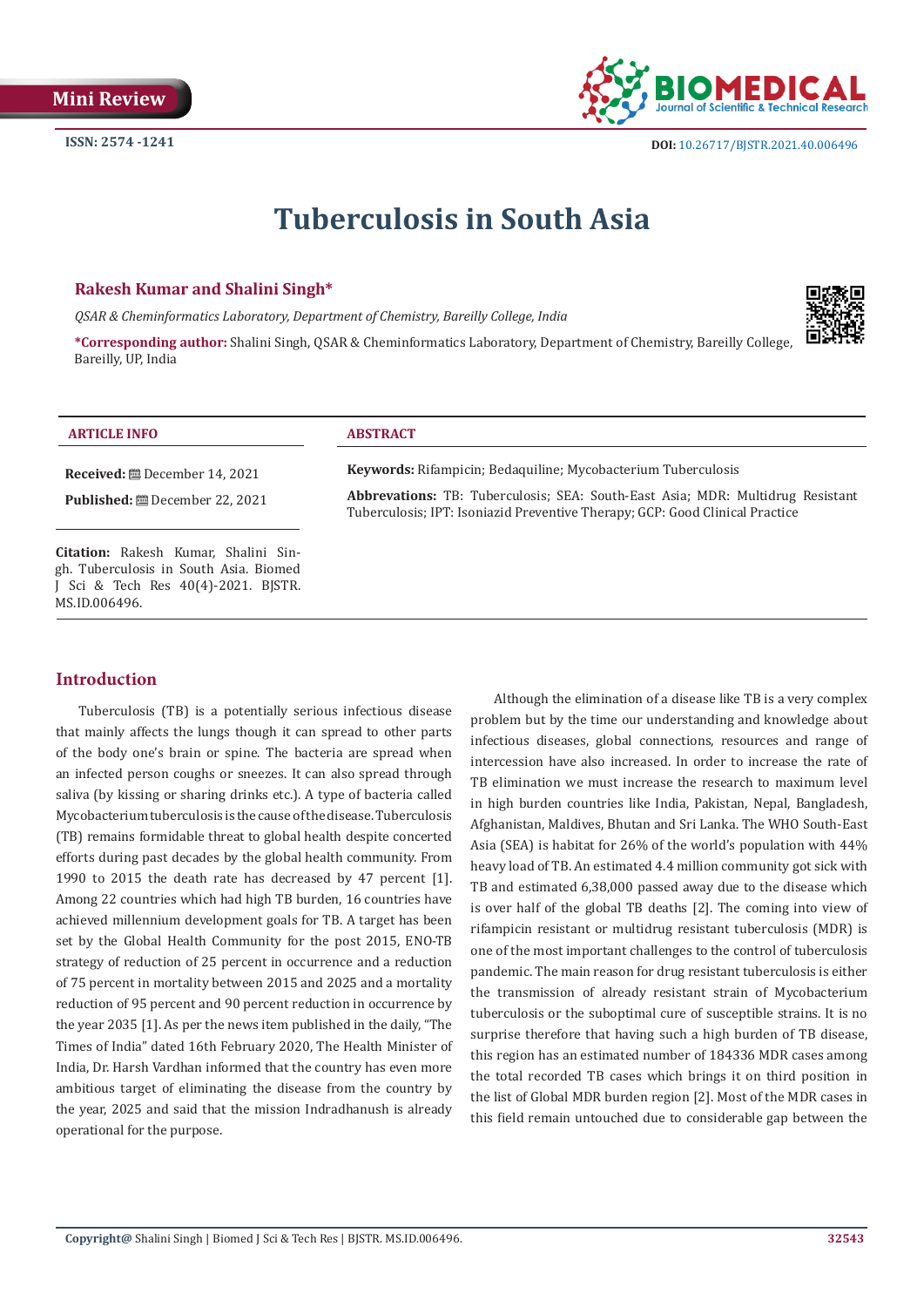Mini Review

ISSN: 2574 -1241

DOI: 10.26717/BJSTR.2021.40.006496

# Tuberculosis in South Asia

**Rakesh Kumar and Shalini Singh***

*QSAR & Cheminformatics Laboratory, Department of Chemistry, Bareilly College, India*

***Corresponding author:** Shalini Singh, QSAR & Cheminformatics Laboratory, Department of Chemistry, Bareilly College, Bareilly, UP, India

**ARTICLE INFO**

**Received:** December 14, 2021

**Published:** December 22, 2021

**Citation:** Rakesh Kumar, Shalini Singh. Tuberculosis in South Asia. Biomed J Sci & Tech Res 40(4)-2021. BJSTR. MS.ID.006496.

**ABSTRACT**

**Keywords:** Rifampicin; Bedaquiline; Mycobacterium Tuberculosis

**Abbrevations:** TB: Tuberculosis; SEA: South-East Asia; MDR: Multidrug Resistant Tuberculosis; IPT: Isoniazid Preventive Therapy; GCP: Good Clinical Practice

## Introduction

Tuberculosis (TB) is a potentially serious infectious disease that mainly affects the lungs though it can spread to other parts of the body one's brain or spine. The bacteria are spread when an infected person coughs or sneezes. It can also spread through saliva (by kissing or sharing drinks etc.). A type of bacteria called Mycobacterium tuberculosis is the cause of the disease. Tuberculosis (TB) remains formidable threat to global health despite concerted efforts during past decades by the global health community. From 1990 to 2015 the death rate has decreased by 47 percent [1]. Among 22 countries which had high TB burden, 16 countries have achieved millennium development goals for TB. A target has been set by the Global Health Community for the post 2015, ENO-TB strategy of reduction of 25 percent in occurrence and a reduction of 75 percent in mortality between 2015 and 2025 and a mortality reduction of 95 percent and 90 percent reduction in occurrence by the year 2035 [1]. As per the news item published in the daily, "The Times of India" dated 16th February 2020, The Health Minister of India, Dr. Harsh Vardhan informed that the country has even more ambitious target of eliminating the disease from the country by the year, 2025 and said that the mission Indradhanush is already operational for the purpose.

Although the elimination of a disease like TB is a very complex problem but by the time our understanding and knowledge about infectious diseases, global connections, resources and range of intercession have also increased. In order to increase the rate of TB elimination we must increase the research to maximum level in high burden countries like India, Pakistan, Nepal, Bangladesh, Afghanistan, Maldives, Bhutan and Sri Lanka. The WHO South-East Asia (SEA) is habitat for 26% of the world's population with 44% heavy load of TB. An estimated 4.4 million community got sick with TB and estimated 6,38,000 passed away due to the disease which is over half of the global TB deaths [2]. The coming into view of rifampicin resistant or multidrug resistant tuberculosis (MDR) is one of the most important challenges to the control of tuberculosis pandemic. The main reason for drug resistant tuberculosis is either the transmission of already resistant strain of Mycobacterium tuberculosis or the suboptimal cure of susceptible strains. It is no surprise therefore that having such a high burden of TB disease, this region has an estimated number of 184336 MDR cases among the total recorded TB cases which brings it on third position in the list of Global MDR burden region [2]. Most of the MDR cases in this field remain untouched due to considerable gap between the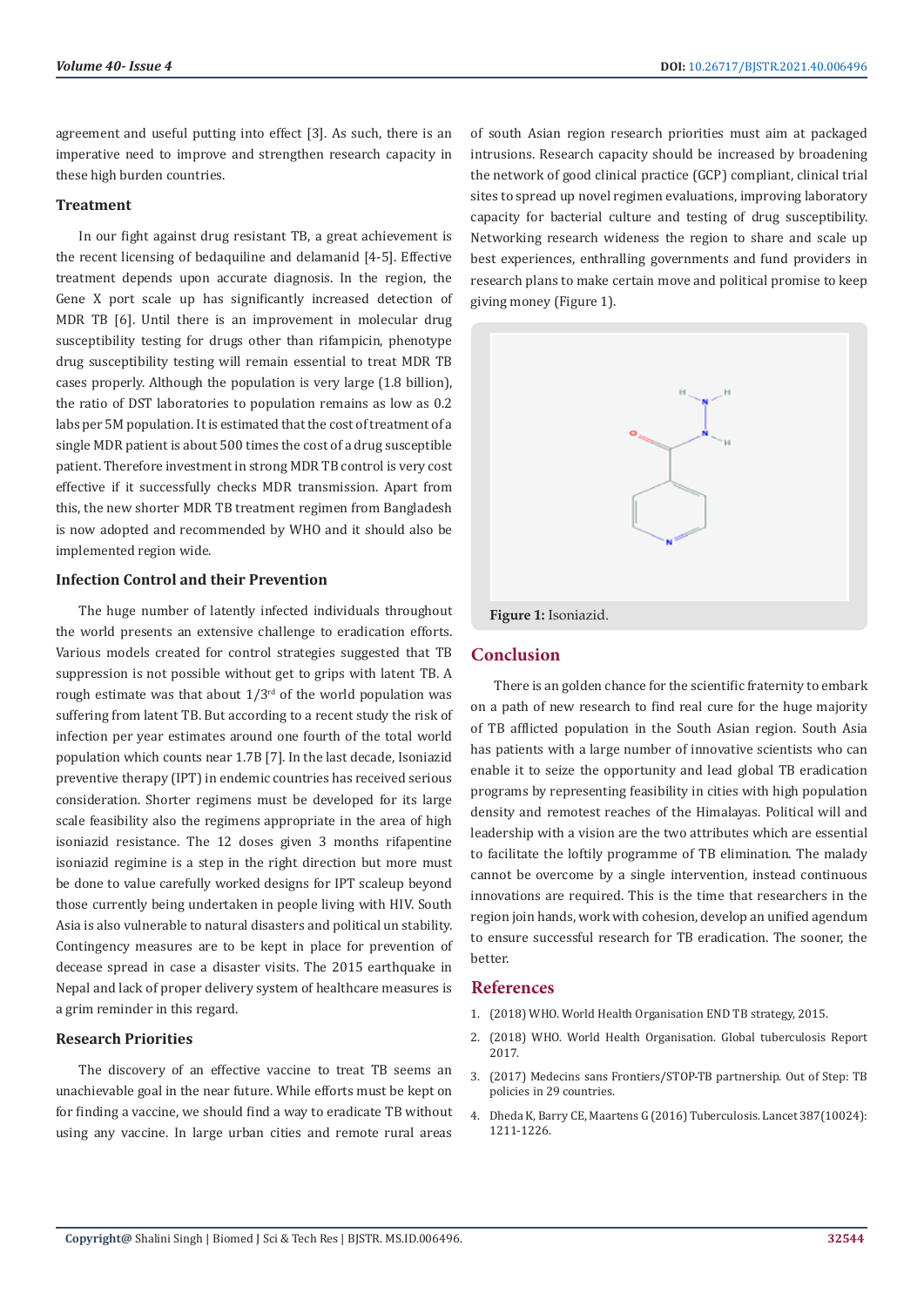agreement and useful putting into effect [3]. As such, there is an imperative need to improve and strengthen research capacity in these high burden countries.

### Treatment

In our fight against drug resistant TB, a great achievement is the recent licensing of bedaquiline and delamanid [4-5]. Effective treatment depends upon accurate diagnosis. In the region, the Gene X port scale up has significantly increased detection of MDR TB [6]. Until there is an improvement in molecular drug susceptibility testing for drugs other than rifampicin, phenotype drug susceptibility testing will remain essential to treat MDR TB cases properly. Although the population is very large (1.8 billion), the ratio of DST laboratories to population remains as low as 0.2 labs per 5M population. It is estimated that the cost of treatment of a single MDR patient is about 500 times the cost of a drug susceptible patient. Therefore investment in strong MDR TB control is very cost effective if it successfully checks MDR transmission. Apart from this, the new shorter MDR TB treatment regimen from Bangladesh is now adopted and recommended by WHO and it should also be implemented region wide.

### Infection Control and their Prevention

The huge number of latently infected individuals throughout the world presents an extensive challenge to eradication efforts. Various models created for control strategies suggested that TB suppression is not possible without get to grips with latent TB. A rough estimate was that about 1/3rd of the world population was suffering from latent TB. But according to a recent study the risk of infection per year estimates around one fourth of the total world population which counts near 1.7B [7]. In the last decade, Isoniazid preventive therapy (IPT) in endemic countries has received serious consideration. Shorter regimens must be developed for its large scale feasibility also the regimens appropriate in the area of high isoniazid resistance. The 12 doses given 3 months rifapentine isoniazid regimine is a step in the right direction but more must be done to value carefully worked designs for IPT scaleup beyond those currently being undertaken in people living with HIV. South Asia is also vulnerable to natural disasters and political un stability. Contingency measures are to be kept in place for prevention of decease spread in case a disaster visits. The 2015 earthquake in Nepal and lack of proper delivery system of healthcare measures is a grim reminder in this regard.

### Research Priorities

The discovery of an effective vaccine to treat TB seems an unachievable goal in the near future. While efforts must be kept on for finding a vaccine, we should find a way to eradicate TB without using any vaccine. In large urban cities and remote rural areas of south Asian region research priorities must aim at packaged intrusions. Research capacity should be increased by broadening the network of good clinical practice (GCP) compliant, clinical trial sites to spread up novel regimen evaluations, improving laboratory capacity for bacterial culture and testing of drug susceptibility. Networking research wideness the region to share and scale up best experiences, enthralling governments and fund providers in research plans to make certain move and political promise to keep giving money (Figure 1).

**Figure 1:** Isoniazid.

## Conclusion

There is an golden chance for the scientific fraternity to embark on a path of new research to find real cure for the huge majority of TB afflicted population in the South Asian region. South Asia has patients with a large number of innovative scientists who can enable it to seize the opportunity and lead global TB eradication programs by representing feasibility in cities with high population density and remotest reaches of the Himalayas. Political will and leadership with a vision are the two attributes which are essential to facilitate the loftily programme of TB elimination. The malady cannot be overcome by a single intervention, instead continuous innovations are required. This is the time that researchers in the region join hands, work with cohesion, develop an unified agendum to ensure successful research for TB eradication. The sooner, the better.

## References

1. (2018) WHO. World Health Organisation END TB strategy, 2015.
2. (2018) WHO. World Health Organisation. Global tuberculosis Report 2017.
3. (2017) Medecins sans Frontiers/STOP-TB partnership. Out of Step: TB policies in 29 countries.
4. Dheda K, Barry CE, Maartens G (2016) Tuberculosis. Lancet 387(10024): 1211-1226.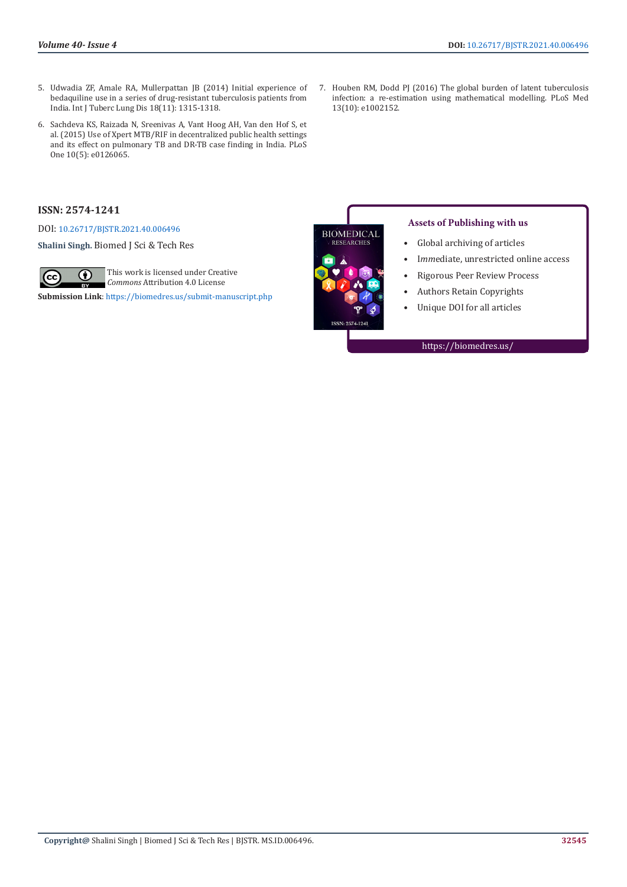5. Udwadia ZF, Amale RA, Mullerpattan JB (2014) Initial experience of bedaquiline use in a series of drug-resistant tuberculosis patients from India. Int J Tuberc Lung Dis 18(11): 1315-1318.
6. Sachdeva KS, Raizada N, Sreenivas A, Vant Hoog AH, Van den Hof S, et al. (2015) Use of Xpert MTB/RIF in decentralized public health settings and its effect on pulmonary TB and DR-TB case finding in India. PLoS One 10(5): e0126065.
7. Houben RM, Dodd PJ (2016) The global burden of latent tuberculosis infection: a re-estimation using mathematical modelling. PLoS Med 13(10): e1002152.

**ISSN: 2574-1241**

DOI: 10.26717/BJSTR.2021.40.006496

**Shalini Singh**. Biomed J Sci & Tech Res

This work is licensed under Creative *Commons* Attribution 4.0 License

**Submission Link**: https://biomedres.us/submit-manuscript.php

**Assets of Publishing with us**

- Global archiving of articles
- Immediate, unrestricted online access
- Rigorous Peer Review Process
- Authors Retain Copyrights
- Unique DOI for all articles

https://biomedres.us/